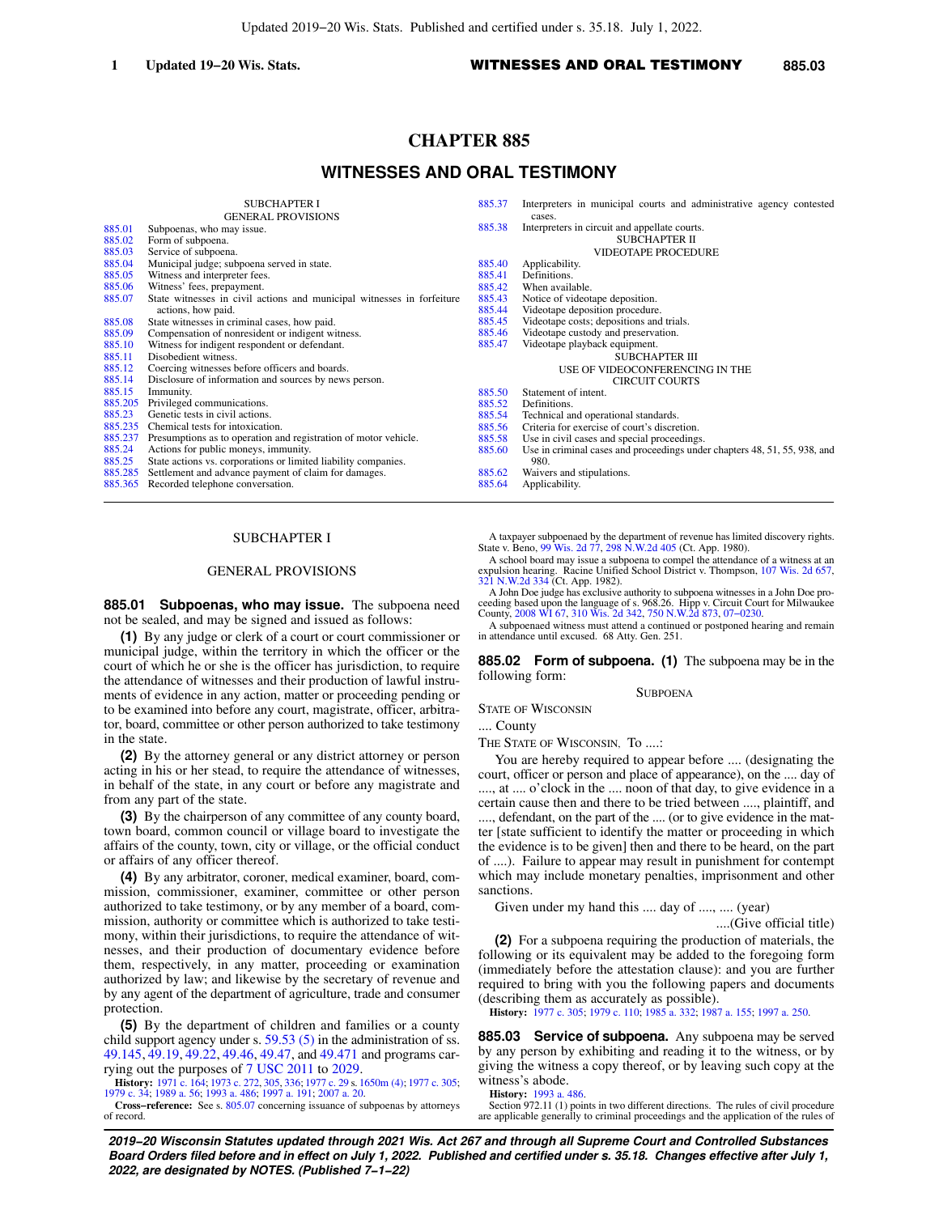# CHAPTER 885

## WITNESSES AND ORAL TESTIMONY

SUBCHAPTER I
GENERAL PROVISIONS

| | |
|---|---|
| 885.01 | Subpoenas, who may issue. |
| 885.02 | Form of subpoena. |
| 885.03 | Service of subpoena. |
| 885.04 | Municipal judge; subpoena served in state. |
| 885.05 | Witness and interpreter fees. |
| 885.06 | Witness' fees, prepayment. |
| 885.07 | State witnesses in civil actions and municipal witnesses in forfeiture actions, how paid. |
| 885.08 | State witnesses in criminal cases, how paid. |
| 885.09 | Compensation of nonresident or indigent witness. |
| 885.10 | Witness for indigent respondent or defendant. |
| 885.11 | Disobedient witness. |
| 885.12 | Coercing witnesses before officers and boards. |
| 885.14 | Disclosure of information and sources by news person. |
| 885.15 | Immunity. |
| 885.205 | Privileged communications. |
| 885.23 | Genetic tests in civil actions. |
| 885.235 | Chemical tests for intoxication. |
| 885.237 | Presumptions as to operation and registration of motor vehicle. |
| 885.24 | Actions for public moneys, immunity. |
| 885.25 | State actions vs. corporations or limited liability companies. |
| 885.285 | Settlement and advance payment of claim for damages. |
| 885.365 | Recorded telephone conversation. |
| 885.37 | Interpreters in municipal courts and administrative agency contested cases. |
| 885.38 | Interpreters in circuit and appellate courts. |

SUBCHAPTER II
VIDEOTAPE PROCEDURE

| | |
|---|---|
| 885.40 | Applicability. |
| 885.41 | Definitions. |
| 885.42 | When available. |
| 885.43 | Notice of videotape deposition. |
| 885.44 | Videotape deposition procedure. |
| 885.45 | Videotape costs; depositions and trials. |
| 885.46 | Videotape custody and preservation. |
| 885.47 | Videotape playback equipment. |

SUBCHAPTER III
USE OF VIDEOCONFERENCING IN THE CIRCUIT COURTS

| | |
|---|---|
| 885.50 | Statement of intent. |
| 885.52 | Definitions. |
| 885.54 | Technical and operational standards. |
| 885.56 | Criteria for exercise of court's discretion. |
| 885.58 | Use in civil cases and special proceedings. |
| 885.60 | Use in criminal cases and proceedings under chapters 48, 51, 55, 938, and 980. |
| 885.62 | Waivers and stipulations. |
| 885.64 | Applicability. |

## SUBCHAPTER I

## GENERAL PROVISIONS

**885.01 Subpoenas, who may issue.** The subpoena need not be sealed, and may be signed and issued as follows:

**(1)** By any judge or clerk of a court or court commissioner or municipal judge, within the territory in which the officer or the court of which he or she is the officer has jurisdiction, to require the attendance of witnesses and their production of lawful instruments of evidence in any action, matter or proceeding pending or to be examined into before any court, magistrate, officer, arbitrator, board, committee or other person authorized to take testimony in the state.

**(2)** By the attorney general or any district attorney or person acting in his or her stead, to require the attendance of witnesses, in behalf of the state, in any court or before any magistrate and from any part of the state.

**(3)** By the chairperson of any committee of any county board, town board, common council or village board to investigate the affairs of the county, town, city or village, or the official conduct or affairs of any officer thereof.

**(4)** By any arbitrator, coroner, medical examiner, board, commission, commissioner, examiner, committee or other person authorized to take testimony, or by any member of a board, commission, authority or committee which is authorized to take testimony, within their jurisdictions, to require the attendance of witnesses, and their production of documentary evidence before them, respectively, in any matter, proceeding or examination authorized by law; and likewise by the secretary of revenue and by any agent of the department of agriculture, trade and consumer protection.

**(5)** By the department of children and families or a county child support agency under s. 59.53 (5) in the administration of ss. 49.145, 49.19, 49.22, 49.46, 49.47, and 49.471 and programs carrying out the purposes of 7 USC 2011 to 2029.

**History:** 1971 c. 164; 1973 c. 272, 305, 336; 1977 c. 29 s. 1650m (4); 1977 c. 305; 1979 c. 34; 1989 a. 56; 1993 a. 486; 1997 a. 191; 2007 a. 20.

**Cross-reference:** See s. 805.07 concerning issuance of subpoenas by attorneys of record.

A taxpayer subpoenaed by the department of revenue has limited discovery rights. State v. Beno, 99 Wis. 2d 77, 298 N.W.2d 405 (Ct. App. 1980).

A school board may issue a subpoena to compel the attendance of a witness at an expulsion hearing. Racine Unified School District v. Thompson, 107 Wis. 2d 657, 321 N.W.2d 334 (Ct. App. 1982).

A John Doe judge has exclusive authority to subpoena witnesses in a John Doe proceeding based upon the language of s. 968.26. Hipp v. Circuit Court for Milwaukee County, 2008 WI 67, 310 Wis. 2d 342, 750 N.W.2d 873, 07-0230.

A subpoenaed witness must attend a continued or postponed hearing and remain in attendance until excused. 68 Atty. Gen. 251.

**885.02 Form of subpoena. (1)** The subpoena may be in the following form:

SUBPOENA

STATE OF WISCONSIN

.... County

THE STATE OF WISCONSIN, To ....:

You are hereby required to appear before .... (designating the court, officer or person and place of appearance), on the .... day of ...., at .... o'clock in the .... noon of that day, to give evidence in a certain cause then and there to be tried between ...., plaintiff, and ...., defendant, on the part of the .... (or to give evidence in the matter [state sufficient to identify the matter or proceeding in which the evidence is to be given] then and there to be heard, on the part of ....). Failure to appear may result in punishment for contempt which may include monetary penalties, imprisonment and other sanctions.

Given under my hand this .... day of ...., .... (year)

....(Give official title)

**(2)** For a subpoena requiring the production of materials, the following or its equivalent may be added to the foregoing form (immediately before the attestation clause): and you are further required to bring with you the following papers and documents (describing them as accurately as possible).

**History:** 1977 c. 305; 1979 c. 110; 1985 a. 332; 1987 a. 155; 1997 a. 250.

**885.03 Service of subpoena.** Any subpoena may be served by any person by exhibiting and reading it to the witness, or by giving the witness a copy thereof, or by leaving such copy at the witness's abode.

**History:** 1993 a. 486.

Section 972.11 (1) points in two different directions. The rules of civil procedure are applicable generally to criminal proceedings and the application of the rules of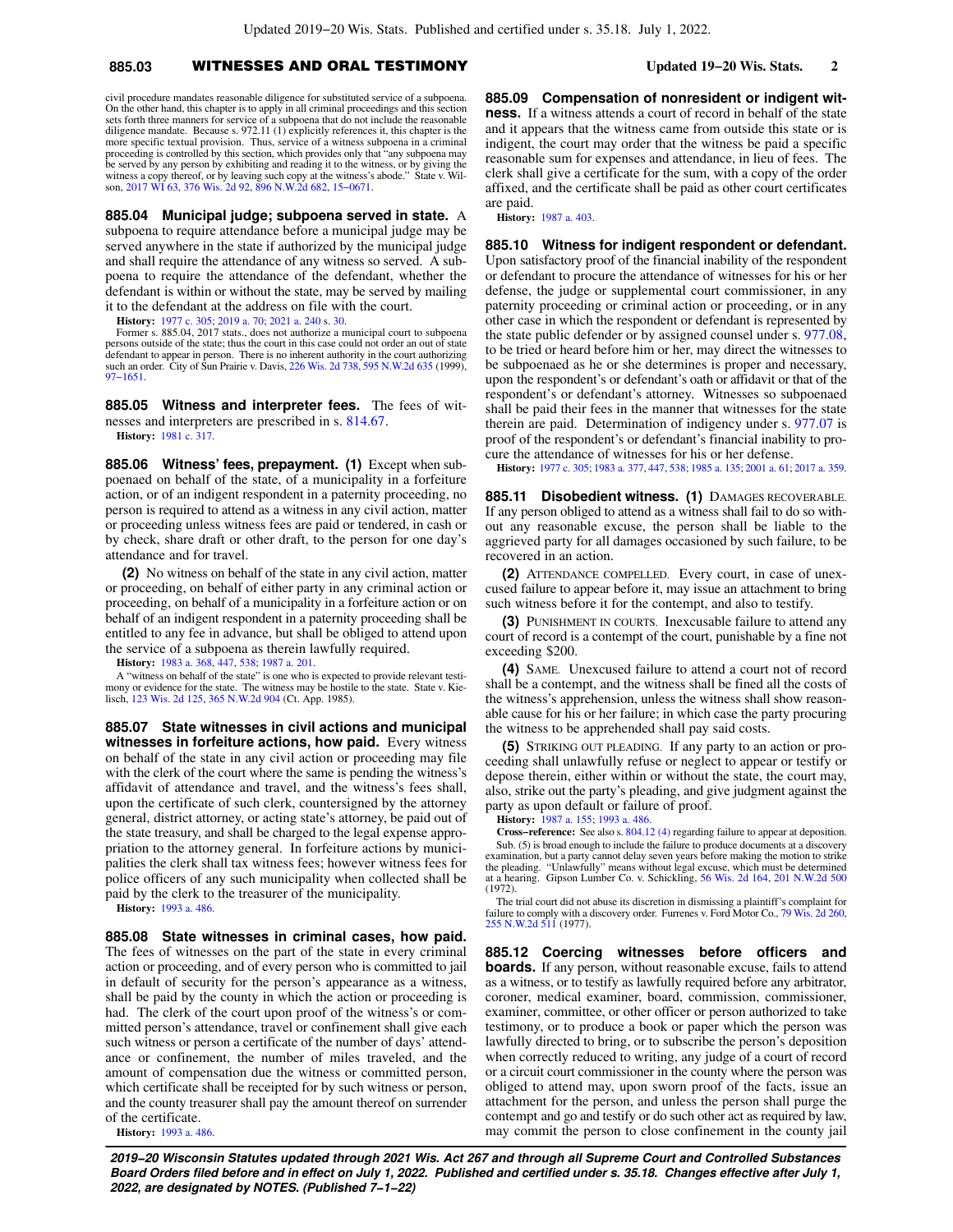civil procedure mandates reasonable diligence for substituted service of a subpoena. On the other hand, this chapter is to apply in all criminal proceedings and this section sets forth three manners for service of a subpoena that do not include the reasonable diligence mandate. Because s. 972.11 (1) explicitly references it, this chapter is the more specific textual provision. Thus, service of a witness subpoena in a criminal proceeding is controlled by this section, which provides only that "any subpoena may be served by any person by exhibiting and reading it to the witness, or by giving the witness a copy thereof, or by leaving such copy at the witness's abode." State v. Wilson, 2017 WI 63, 376 Wis. 2d 92, 896 N.W.2d 682, 15−0671.

**885.04 Municipal judge; subpoena served in state.** A subpoena to require attendance before a municipal judge may be served anywhere in the state if authorized by the municipal judge and shall require the attendance of any witness so served. A subpoena to require the attendance of the defendant, whether the defendant is within or without the state, may be served by mailing it to the defendant at the address on file with the court.

**History:** 1977 c. 305; 2019 a. 70; 2021 a. 240 s. 30.

Former s. 885.04, 2017 stats., does not authorize a municipal court to subpoena persons outside of the state; thus the court in this case could not order an out of state defendant to appear in person. There is no inherent authority in the court authorizing such an order. City of Sun Prairie v. Davis, 226 Wis. 2d 738, 595 N.W.2d 635 (1999), 97−1651.

**885.05 Witness and interpreter fees.** The fees of witnesses and interpreters are prescribed in s. 814.67.

**History:** 1981 c. 317.

**885.06 Witness' fees, prepayment. (1)** Except when subpoenaed on behalf of the state, of a municipality in a forfeiture action, or of an indigent respondent in a paternity proceeding, no person is required to attend as a witness in any civil action, matter or proceeding unless witness fees are paid or tendered, in cash or by check, share draft or other draft, to the person for one day's attendance and for travel.

**(2)** No witness on behalf of the state in any civil action, matter or proceeding, on behalf of either party in any criminal action or proceeding, on behalf of a municipality in a forfeiture action or on behalf of an indigent respondent in a paternity proceeding shall be entitled to any fee in advance, but shall be obliged to attend upon the service of a subpoena as therein lawfully required.

**History:** 1983 a. 368, 447, 538; 1987 a. 201.

A "witness on behalf of the state" is one who is expected to provide relevant testimony or evidence for the state. The witness may be hostile to the state. State v. Kielisch, 123 Wis. 2d 125, 365 N.W.2d 904 (Ct. App. 1985).

**885.07 State witnesses in civil actions and municipal witnesses in forfeiture actions, how paid.** Every witness on behalf of the state in any civil action or proceeding may file with the clerk of the court where the same is pending the witness's affidavit of attendance and travel, and the witness's fees shall, upon the certificate of such clerk, countersigned by the attorney general, district attorney, or acting state's attorney, be paid out of the state treasury, and shall be charged to the legal expense appropriation to the attorney general. In forfeiture actions by municipalities the clerk shall tax witness fees; however witness fees for police officers of any such municipality when collected shall be paid by the clerk to the treasurer of the municipality.

**History:** 1993 a. 486.

**885.08 State witnesses in criminal cases, how paid.** The fees of witnesses on the part of the state in every criminal action or proceeding, and of every person who is committed to jail in default of security for the person's appearance as a witness, shall be paid by the county in which the action or proceeding is had. The clerk of the court upon proof of the witness's or committed person's attendance, travel or confinement shall give each such witness or person a certificate of the number of days' attendance or confinement, the number of miles traveled, and the amount of compensation due the witness or committed person, which certificate shall be receipted for by such witness or person, and the county treasurer shall pay the amount thereof on surrender of the certificate.

**History:** 1993 a. 486.

**885.09 Compensation of nonresident or indigent witness.** If a witness attends a court of record in behalf of the state and it appears that the witness came from outside this state or is indigent, the court may order that the witness be paid a specific reasonable sum for expenses and attendance, in lieu of fees. The clerk shall give a certificate for the sum, with a copy of the order affixed, and the certificate shall be paid as other court certificates are paid.

**History:** 1987 a. 403.

**885.10 Witness for indigent respondent or defendant.** Upon satisfactory proof of the financial inability of the respondent or defendant to procure the attendance of witnesses for his or her defense, the judge or supplemental court commissioner, in any paternity proceeding or criminal action or proceeding, or in any other case in which the respondent or defendant is represented by the state public defender or by assigned counsel under s. 977.08, to be tried or heard before him or her, may direct the witnesses to be subpoenaed as he or she determines is proper and necessary, upon the respondent's or defendant's oath or affidavit or that of the respondent's or defendant's attorney. Witnesses so subpoenaed shall be paid their fees in the manner that witnesses for the state therein are paid. Determination of indigency under s. 977.07 is proof of the respondent's or defendant's financial inability to procure the attendance of witnesses for his or her defense.

**History:** 1977 c. 305; 1983 a. 377, 447, 538; 1985 a. 135; 2001 a. 61; 2017 a. 359.

**885.11 Disobedient witness. (1)** DAMAGES RECOVERABLE. If any person obliged to attend as a witness shall fail to do so without any reasonable excuse, the person shall be liable to the aggrieved party for all damages occasioned by such failure, to be recovered in an action.

**(2)** ATTENDANCE COMPELLED. Every court, in case of unexcused failure to appear before it, may issue an attachment to bring such witness before it for the contempt, and also to testify.

**(3)** PUNISHMENT IN COURTS. Inexcusable failure to attend any court of record is a contempt of the court, punishable by a fine not exceeding $200.

**(4)** SAME. Unexcused failure to attend a court not of record shall be a contempt, and the witness shall be fined all the costs of the witness's apprehension, unless the witness shall show reasonable cause for his or her failure; in which case the party procuring the witness to be apprehended shall pay said costs.

**(5)** STRIKING OUT PLEADING. If any party to an action or proceeding shall unlawfully refuse or neglect to appear or testify or depose therein, either within or without the state, the court may, also, strike out the party's pleading, and give judgment against the party as upon default or failure of proof.

**History:** 1987 a. 155; 1993 a. 486.

**Cross−reference:** See also s. 804.12 (4) regarding failure to appear at deposition.

Sub. (5) is broad enough to include the failure to produce documents at a discovery examination, but a party cannot delay seven years before making the motion to strike the pleading. "Unlawfully" means without legal excuse, which must be determined at a hearing. Gipson Lumber Co. v. Schickling, 56 Wis. 2d 164, 201 N.W.2d 500 (1972).

The trial court did not abuse its discretion in dismissing a plaintiff's complaint for failure to comply with a discovery order. Furrenes v. Ford Motor Co., 79 Wis. 2d 260, 255 N.W.2d 511 (1977).

**885.12 Coercing witnesses before officers and boards.** If any person, without reasonable excuse, fails to attend as a witness, or to testify as lawfully required before any arbitrator, coroner, medical examiner, board, commission, commissioner, examiner, committee, or other officer or person authorized to take testimony, or to produce a book or paper which the person was lawfully directed to bring, or to subscribe the person's deposition when correctly reduced to writing, any judge of a court of record or a circuit court commissioner in the county where the person was obliged to attend may, upon sworn proof of the facts, issue an attachment for the person, and unless the person shall purge the contempt and go and testify or do such other act as required by law, may commit the person to close confinement in the county jail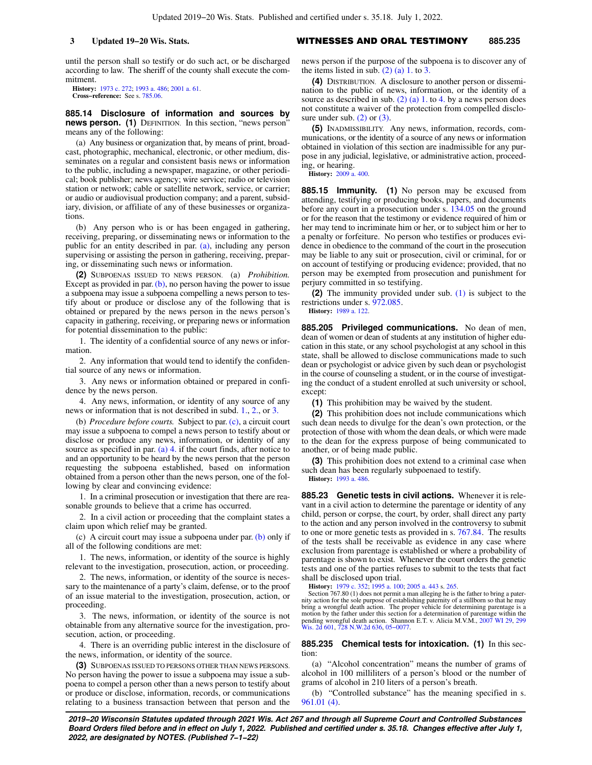until the person shall so testify or do such act, or be discharged according to law. The sheriff of the county shall execute the commitment.

**History:** 1973 c. 272; 1993 a. 486; 2001 a. 61.

**Cross−reference:** See s. 785.06.

**885.14 Disclosure of information and sources by news person. (1)** DEFINITION. In this section, "news person" means any of the following:

(a) Any business or organization that, by means of print, broadcast, photographic, mechanical, electronic, or other medium, disseminates on a regular and consistent basis news or information to the public, including a newspaper, magazine, or other periodical; book publisher; news agency; wire service; radio or television station or network; cable or satellite network, service, or carrier; or audio or audiovisual production company; and a parent, subsidiary, division, or affiliate of any of these businesses or organizations.

(b) Any person who is or has been engaged in gathering, receiving, preparing, or disseminating news or information to the public for an entity described in par. (a), including any person supervising or assisting the person in gathering, receiving, preparing, or disseminating such news or information.

**(2)** SUBPOENAS ISSUED TO NEWS PERSON. (a) *Prohibition.* Except as provided in par. (b), no person having the power to issue a subpoena may issue a subpoena compelling a news person to testify about or produce or disclose any of the following that is obtained or prepared by the news person in the news person's capacity in gathering, receiving, or preparing news or information for potential dissemination to the public:

1. The identity of a confidential source of any news or information.

2. Any information that would tend to identify the confidential source of any news or information.

3. Any news or information obtained or prepared in confidence by the news person.

4. Any news, information, or identity of any source of any news or information that is not described in subd. 1., 2., or 3.

(b) *Procedure before courts.* Subject to par. (c), a circuit court may issue a subpoena to compel a news person to testify about or disclose or produce any news, information, or identity of any source as specified in par. (a) 4. if the court finds, after notice to and an opportunity to be heard by the news person that the person requesting the subpoena established, based on information obtained from a person other than the news person, one of the following by clear and convincing evidence:

1. In a criminal prosecution or investigation that there are reasonable grounds to believe that a crime has occurred.

2. In a civil action or proceeding that the complaint states a claim upon which relief may be granted.

(c) A circuit court may issue a subpoena under par. (b) only if all of the following conditions are met:

1. The news, information, or identity of the source is highly relevant to the investigation, prosecution, action, or proceeding.

2. The news, information, or identity of the source is necessary to the maintenance of a party's claim, defense, or to the proof of an issue material to the investigation, prosecution, action, or proceeding.

3. The news, information, or identity of the source is not obtainable from any alternative source for the investigation, prosecution, action, or proceeding.

4. There is an overriding public interest in the disclosure of the news, information, or identity of the source.

**(3)** SUBPOENAS ISSUED TO PERSONS OTHER THAN NEWS PERSONS. No person having the power to issue a subpoena may issue a subpoena to compel a person other than a news person to testify about or produce or disclose, information, records, or communications relating to a business transaction between that person and the news person if the purpose of the subpoena is to discover any of the items listed in sub. (2) (a) 1. to 3.

**(4)** DISTRIBUTION. A disclosure to another person or dissemination to the public of news, information, or the identity of a source as described in sub. (2) (a) 1. to 4. by a news person does not constitute a waiver of the protection from compelled disclosure under sub. (2) or (3).

**(5)** INADMISSIBILITY. Any news, information, records, communications, or the identity of a source of any news or information obtained in violation of this section are inadmissible for any purpose in any judicial, legislative, or administrative action, proceeding, or hearing.

**History:** 2009 a. 400.

**885.15 Immunity. (1)** No person may be excused from attending, testifying or producing books, papers, and documents before any court in a prosecution under s. 134.05 on the ground or for the reason that the testimony or evidence required of him or her may tend to incriminate him or her, or to subject him or her to a penalty or forfeiture. No person who testifies or produces evidence in obedience to the command of the court in the prosecution may be liable to any suit or prosecution, civil or criminal, for or on account of testifying or producing evidence; provided, that no person may be exempted from prosecution and punishment for perjury committed in so testifying.

**(2)** The immunity provided under sub. (1) is subject to the restrictions under s. 972.085.

**History:** 1989 a. 122.

**885.205 Privileged communications.** No dean of men, dean of women or dean of students at any institution of higher education in this state, or any school psychologist at any school in this state, shall be allowed to disclose communications made to such dean or psychologist or advice given by such dean or psychologist in the course of counseling a student, or in the course of investigating the conduct of a student enrolled at such university or school, except:

**(1)** This prohibition may be waived by the student.

**(2)** This prohibition does not include communications which such dean needs to divulge for the dean's own protection, or the protection of those with whom the dean deals, or which were made to the dean for the express purpose of being communicated to another, or of being made public.

**(3)** This prohibition does not extend to a criminal case when such dean has been regularly subpoenaed to testify.

**History:** 1993 a. 486.

**885.23 Genetic tests in civil actions.** Whenever it is relevant in a civil action to determine the parentage or identity of any child, person or corpse, the court, by order, shall direct any party to the action and any person involved in the controversy to submit to one or more genetic tests as provided in s. 767.84. The results of the tests shall be receivable as evidence in any case where exclusion from parentage is established or where a probability of parentage is shown to exist. Whenever the court orders the genetic tests and one of the parties refuses to submit to the tests that fact shall be disclosed upon trial.

**History:** 1979 c. 352; 1995 a. 100; 2005 a. 443 s. 265.

Section 767.80 (1) does not permit a man alleging he is the father to bring a paternity action for the sole purpose of establishing paternity of a stillborn so that he may bring a wrongful death action. The proper vehicle for determining parentage is a motion by the father under this section for a determination of parentage within the pending wrongful death action. Shannon E.T. v. Alicia M.V.M., 2007 WI 29, 299 Wis. 2d 601, 728 N.W.2d 636, 05−0077.

**885.235 Chemical tests for intoxication. (1)** In this section:

(a) "Alcohol concentration" means the number of grams of alcohol in 100 milliliters of a person's blood or the number of grams of alcohol in 210 liters of a person's breath.

(b) "Controlled substance" has the meaning specified in s. 961.01 (4).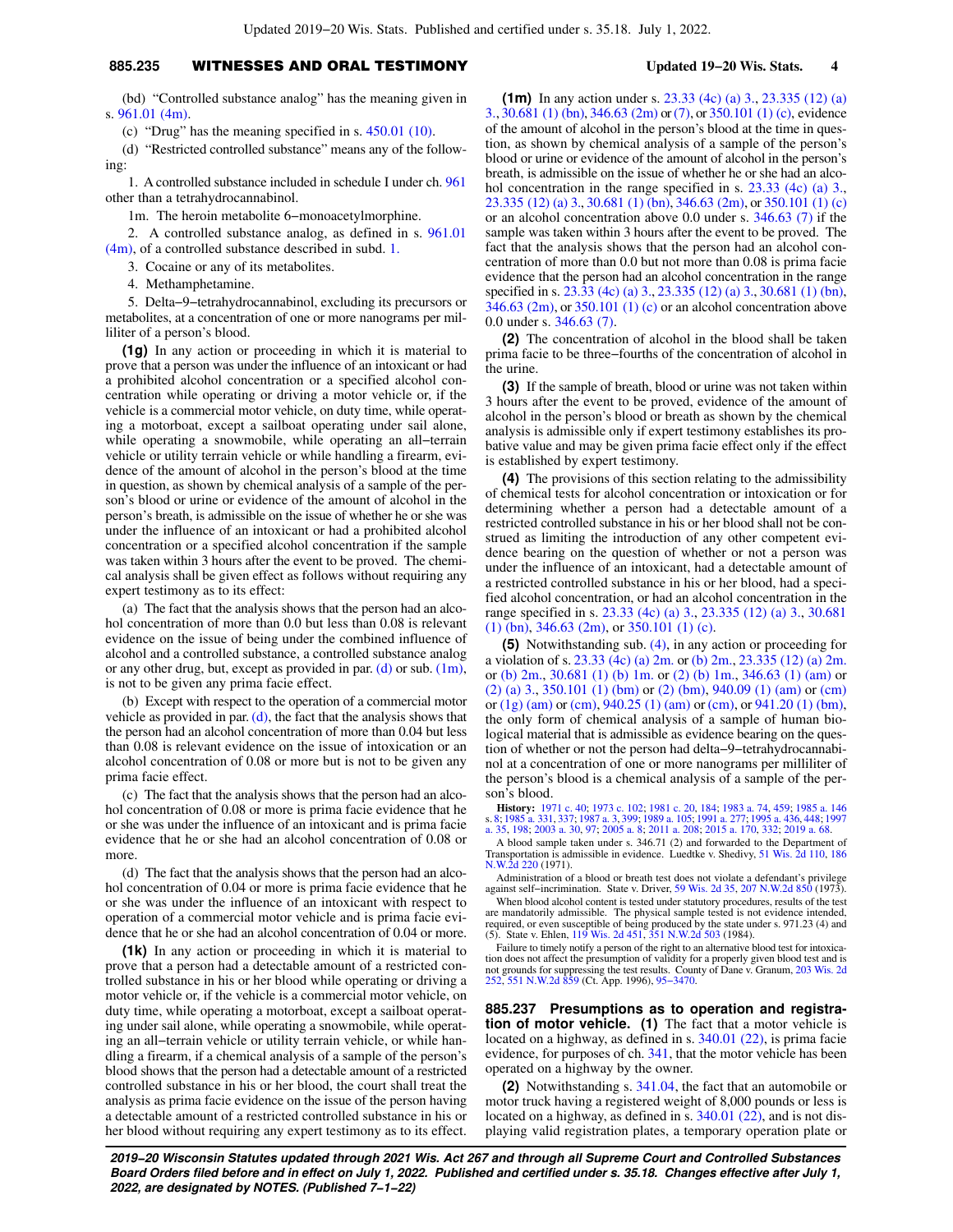(bd) "Controlled substance analog" has the meaning given in s. 961.01 (4m).

(c) "Drug" has the meaning specified in s. 450.01 (10).

(d) "Restricted controlled substance" means any of the following:

1. A controlled substance included in schedule I under ch. 961 other than a tetrahydrocannabinol.

1m. The heroin metabolite 6−monoacetylmorphine.

2. A controlled substance analog, as defined in s. 961.01 (4m), of a controlled substance described in subd. 1.

3. Cocaine or any of its metabolites.

4. Methamphetamine.

5. Delta−9−tetrahydrocannabinol, excluding its precursors or metabolites, at a concentration of one or more nanograms per milliliter of a person's blood.

**(1g)** In any action or proceeding in which it is material to prove that a person was under the influence of an intoxicant or had a prohibited alcohol concentration or a specified alcohol concentration while operating or driving a motor vehicle or, if the vehicle is a commercial motor vehicle, on duty time, while operating a motorboat, except a sailboat operating under sail alone, while operating a snowmobile, while operating an all−terrain vehicle or utility terrain vehicle or while handling a firearm, evidence of the amount of alcohol in the person's blood at the time in question, as shown by chemical analysis of a sample of the person's blood or urine or evidence of the amount of alcohol in the person's breath, is admissible on the issue of whether he or she was under the influence of an intoxicant or had a prohibited alcohol concentration or a specified alcohol concentration if the sample was taken within 3 hours after the event to be proved. The chemical analysis shall be given effect as follows without requiring any expert testimony as to its effect:

(a) The fact that the analysis shows that the person had an alcohol concentration of more than 0.0 but less than 0.08 is relevant evidence on the issue of being under the combined influence of alcohol and a controlled substance, a controlled substance analog or any other drug, but, except as provided in par. (d) or sub. (1m), is not to be given any prima facie effect.

(b) Except with respect to the operation of a commercial motor vehicle as provided in par. (d), the fact that the analysis shows that the person had an alcohol concentration of more than 0.04 but less than 0.08 is relevant evidence on the issue of intoxication or an alcohol concentration of 0.08 or more but is not to be given any prima facie effect.

(c) The fact that the analysis shows that the person had an alcohol concentration of 0.08 or more is prima facie evidence that he or she was under the influence of an intoxicant and is prima facie evidence that he or she had an alcohol concentration of 0.08 or more.

(d) The fact that the analysis shows that the person had an alcohol concentration of 0.04 or more is prima facie evidence that he or she was under the influence of an intoxicant with respect to operation of a commercial motor vehicle and is prima facie evidence that he or she had an alcohol concentration of 0.04 or more.

**(1k)** In any action or proceeding in which it is material to prove that a person had a detectable amount of a restricted controlled substance in his or her blood while operating or driving a motor vehicle or, if the vehicle is a commercial motor vehicle, on duty time, while operating a motorboat, except a sailboat operating under sail alone, while operating a snowmobile, while operating an all−terrain vehicle or utility terrain vehicle, or while handling a firearm, if a chemical analysis of a sample of the person's blood shows that the person had a detectable amount of a restricted controlled substance in his or her blood, the court shall treat the analysis as prima facie evidence on the issue of the person having a detectable amount of a restricted controlled substance in his or her blood without requiring any expert testimony as to its effect.

**(1m)** In any action under s. 23.33 (4c) (a) 3., 23.335 (12) (a) 3., 30.681 (1) (bn), 346.63 (2m) or (7), or 350.101 (1) (c), evidence of the amount of alcohol in the person's blood at the time in question, as shown by chemical analysis of a sample of the person's blood or urine or evidence of the amount of alcohol in the person's breath, is admissible on the issue of whether he or she had an alcohol concentration in the range specified in s. 23.33 (4c) (a) 3., 23.335 (12) (a) 3., 30.681 (1) (bn), 346.63 (2m), or 350.101 (1) (c) or an alcohol concentration above 0.0 under s. 346.63 (7) if the sample was taken within 3 hours after the event to be proved. The fact that the analysis shows that the person had an alcohol concentration of more than 0.0 but not more than 0.08 is prima facie evidence that the person had an alcohol concentration in the range specified in s. 23.33 (4c) (a) 3., 23.335 (12) (a) 3., 30.681 (1) (bn), 346.63 (2m), or 350.101 (1) (c) or an alcohol concentration above 0.0 under s. 346.63 (7).

**(2)** The concentration of alcohol in the blood shall be taken prima facie to be three−fourths of the concentration of alcohol in the urine.

**(3)** If the sample of breath, blood or urine was not taken within 3 hours after the event to be proved, evidence of the amount of alcohol in the person's blood or breath as shown by the chemical analysis is admissible only if expert testimony establishes its probative value and may be given prima facie effect only if the effect is established by expert testimony.

**(4)** The provisions of this section relating to the admissibility of chemical tests for alcohol concentration or intoxication or for determining whether a person had a detectable amount of a restricted controlled substance in his or her blood shall not be construed as limiting the introduction of any other competent evidence bearing on the question of whether or not a person was under the influence of an intoxicant, had a detectable amount of a restricted controlled substance in his or her blood, had a specified alcohol concentration, or had an alcohol concentration in the range specified in s. 23.33 (4c) (a) 3., 23.335 (12) (a) 3., 30.681 (1) (bn), 346.63 (2m), or 350.101 (1) (c).

**(5)** Notwithstanding sub. (4), in any action or proceeding for a violation of s. 23.33 (4c) (a) 2m. or (b) 2m., 23.335 (12) (a) 2m. or (b) 2m., 30.681 (1) (b) 1m. or (2) (b) 1m., 346.63 (1) (am) or (2) (a) 3., 350.101 (1) (bm) or (2) (bm), 940.09 (1) (am) or (cm) or (1g) (am) or (cm), 940.25 (1) (am) or (cm), or 941.20 (1) (bm), the only form of chemical analysis of a sample of human biological material that is admissible as evidence bearing on the question of whether or not the person had delta−9−tetrahydrocannabinol at a concentration of one or more nanograms per milliliter of the person's blood is a chemical analysis of a sample of the person's blood.

**History:** 1971 c. 40; 1973 c. 102; 1981 c. 20, 184; 1983 a. 74, 459; 1985 a. 146 s. 8; 1985 a. 331, 337; 1987 a. 3, 399; 1989 a. 105; 1991 a. 277; 1995 a. 436, 448; 1997 a. 35, 198; 2003 a. 30, 97; 2005 a. 8; 2011 a. 208; 2015 a. 170, 332; 2019 a. 68.

A blood sample taken under s. 346.71 (2) and forwarded to the Department of Transportation is admissible in evidence. Luedtke v. Shedivy, 51 Wis. 2d 110, 186 N.W.2d 220 (1971).

Administration of a blood or breath test does not violate a defendant's privilege against self−incrimination. State v. Driver, 59 Wis. 2d 35, 207 N.W.2d 850 (1973).

When blood alcohol content is tested under statutory procedures, results of the test are mandatorily admissible. The physical sample tested is not evidence intended, required, or even susceptible of being produced by the state under s. 971.23 (4) and (5). State v. Ehlen, 119 Wis. 2d 451, 351 N.W.2d 503 (1984).

Failure to timely notify a person of the right to an alternative blood test for intoxication does not affect the presumption of validity for a properly given blood test and is not grounds for suppressing the test results. County of Dane v. Granum, 203 Wis. 2d 252, 551 N.W.2d 859 (Ct. App. 1996), 95−3470.

## 885.237 Presumptions as to operation and registration of motor vehicle.

**(1)** The fact that a motor vehicle is located on a highway, as defined in s. 340.01 (22), is prima facie evidence, for purposes of ch. 341, that the motor vehicle has been operated on a highway by the owner.

**(2)** Notwithstanding s. 341.04, the fact that an automobile or motor truck having a registered weight of 8,000 pounds or less is located on a highway, as defined in s. 340.01 (22), and is not displaying valid registration plates, a temporary operation plate or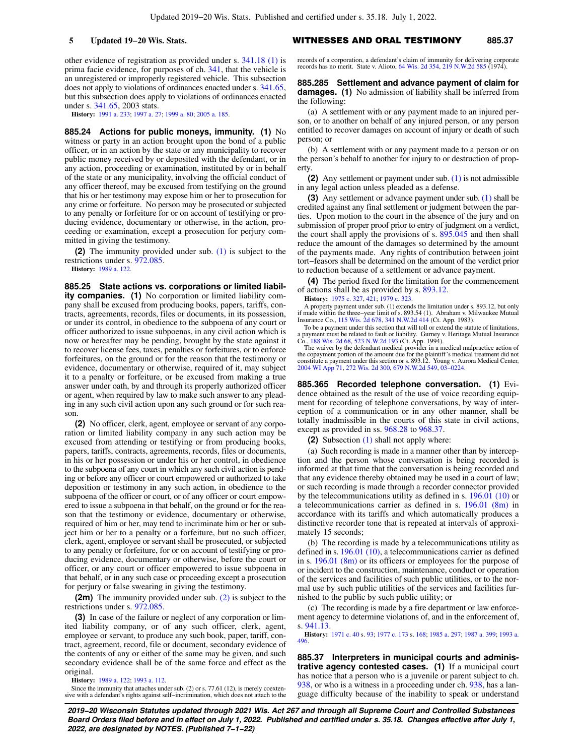other evidence of registration as provided under s. 341.18 (1) is prima facie evidence, for purposes of ch. 341, that the vehicle is an unregistered or improperly registered vehicle. This subsection does not apply to violations of ordinances enacted under s. 341.65, but this subsection does apply to violations of ordinances enacted under s. 341.65, 2003 stats.

**History:** 1991 a. 233; 1997 a. 27; 1999 a. 80; 2005 a. 185.

**885.24 Actions for public moneys, immunity. (1)** No witness or party in an action brought upon the bond of a public officer, or in an action by the state or any municipality to recover public money received by or deposited with the defendant, or in any action, proceeding or examination, instituted by or in behalf of the state or any municipality, involving the official conduct of any officer thereof, may be excused from testifying on the ground that his or her testimony may expose him or her to prosecution for any crime or forfeiture. No person may be prosecuted or subjected to any penalty or forfeiture for or on account of testifying or producing evidence, documentary or otherwise, in the action, proceeding or examination, except a prosecution for perjury committed in giving the testimony.

**(2)** The immunity provided under sub. (1) is subject to the restrictions under s. 972.085.

**History:** 1989 a. 122.

**885.25 State actions vs. corporations or limited liability companies. (1)** No corporation or limited liability company shall be excused from producing books, papers, tariffs, contracts, agreements, records, files or documents, in its possession, or under its control, in obedience to the subpoena of any court or officer authorized to issue subpoenas, in any civil action which is now or hereafter may be pending, brought by the state against it to recover license fees, taxes, penalties or forfeitures, or to enforce forfeitures, on the ground or for the reason that the testimony or evidence, documentary or otherwise, required of it, may subject it to a penalty or forfeiture, or be excused from making a true answer under oath, by and through its properly authorized officer or agent, when required by law to make such answer to any pleading in any such civil action upon any such ground or for such reason.

**(2)** No officer, clerk, agent, employee or servant of any corporation or limited liability company in any such action may be excused from attending or testifying or from producing books, papers, tariffs, contracts, agreements, records, files or documents, in his or her possession or under his or her control, in obedience to the subpoena of any court in which any such civil action is pending or before any officer or court empowered or authorized to take deposition or testimony in any such action, in obedience to the subpoena of the officer or court, or of any officer or court empowered to issue a subpoena in that behalf, on the ground or for the reason that the testimony or evidence, documentary or otherwise, required of him or her, may tend to incriminate him or her or subject him or her to a penalty or a forfeiture, but no such officer, clerk, agent, employee or servant shall be prosecuted, or subjected to any penalty or forfeiture, for or on account of testifying or producing evidence, documentary or otherwise, before the court or officer, or any court or officer empowered to issue subpoena in that behalf, or in any such case or proceeding except a prosecution for perjury or false swearing in giving the testimony.

**(2m)** The immunity provided under sub. (2) is subject to the restrictions under s. 972.085.

**(3)** In case of the failure or neglect of any corporation or limited liability company, or of any such officer, clerk, agent, employee or servant, to produce any such book, paper, tariff, contract, agreement, record, file or document, secondary evidence of the contents of any or either of the same may be given, and such secondary evidence shall be of the same force and effect as the original.

**History:** 1989 a. 122; 1993 a. 112.

Since the immunity that attaches under sub. (2) or s. 77.61 (12), is merely coextensive with a defendant's rights against self–incrimination, which does not attach to the records of a corporation, a defendant's claim of immunity for delivering corporate records has no merit. State v. Alioto, 64 Wis. 2d 354, 219 N.W.2d 585 (1974).

**885.285 Settlement and advance payment of claim for damages. (1)** No admission of liability shall be inferred from the following:

(a) A settlement with or any payment made to an injured person, or to another on behalf of any injured person, or any person entitled to recover damages on account of injury or death of such person; or

(b) A settlement with or any payment made to a person or on the person's behalf to another for injury to or destruction of property.

**(2)** Any settlement or payment under sub. (1) is not admissible in any legal action unless pleaded as a defense.

**(3)** Any settlement or advance payment under sub. (1) shall be credited against any final settlement or judgment between the parties. Upon motion to the court in the absence of the jury and on submission of proper proof prior to entry of judgment on a verdict, the court shall apply the provisions of s. 895.045 and then shall reduce the amount of the damages so determined by the amount of the payments made. Any rights of contribution between joint tort–feasors shall be determined on the amount of the verdict prior to reduction because of a settlement or advance payment.

**(4)** The period fixed for the limitation for the commencement of actions shall be as provided by s. 893.12.

**History:** 1975 c. 327, 421; 1979 c. 323.

A property payment under sub. (1) extends the limitation under s. 893.12, but only if made within the three–year limit of s. 893.54 (1). Abraham v. Milwaukee Mutual Insurance Co., 115 Wis. 2d 678, 341 N.W.2d 414 (Ct. App. 1983).

To be a payment under this section that will toll or extend the statute of limitations, a payment must be related to fault or liability. Gurney v. Heritage Mutual Insurance Co., 188 Wis. 2d 68, 523 N.W.2d 193 (Ct. App. 1994).

The waiver by the defendant medical provider in a medical malpractice action of the copayment portion of the amount due for the plaintiff's medical treatment did not constitute a payment under this section or s. 893.12. Young v. Aurora Medical Center, 2004 WI App 71, 272 Wis. 2d 300, 679 N.W.2d 549, 03–0224.

**885.365 Recorded telephone conversation. (1)** Evidence obtained as the result of the use of voice recording equipment for recording of telephone conversations, by way of interception of a communication or in any other manner, shall be totally inadmissible in the courts of this state in civil actions, except as provided in ss. 968.28 to 968.37.

**(2)** Subsection (1) shall not apply where:

(a) Such recording is made in a manner other than by interception and the person whose conversation is being recorded is informed at that time that the conversation is being recorded and that any evidence thereby obtained may be used in a court of law; or such recording is made through a recorder connector provided by the telecommunications utility as defined in s. 196.01 (10) or a telecommunications carrier as defined in s. 196.01 (8m) in accordance with its tariffs and which automatically produces a distinctive recorder tone that is repeated at intervals of approximately 15 seconds;

(b) The recording is made by a telecommunications utility as defined in s. 196.01 (10), a telecommunications carrier as defined in s. 196.01 (8m) or its officers or employees for the purpose of or incident to the construction, maintenance, conduct or operation of the services and facilities of such public utilities, or to the normal use by such public utilities of the services and facilities furnished to the public by such public utility; or

(c) The recording is made by a fire department or law enforcement agency to determine violations of, and in the enforcement of, s. 941.13.

**History:** 1971 c. 40 s. 93; 1977 c. 173 s. 168; 1985 a. 297; 1987 a. 399; 1993 a. 496.

**885.37 Interpreters in municipal courts and administrative agency contested cases. (1)** If a municipal court has notice that a person who is a juvenile or parent subject to ch. 938, or who is a witness in a proceeding under ch. 938, has a language difficulty because of the inability to speak or understand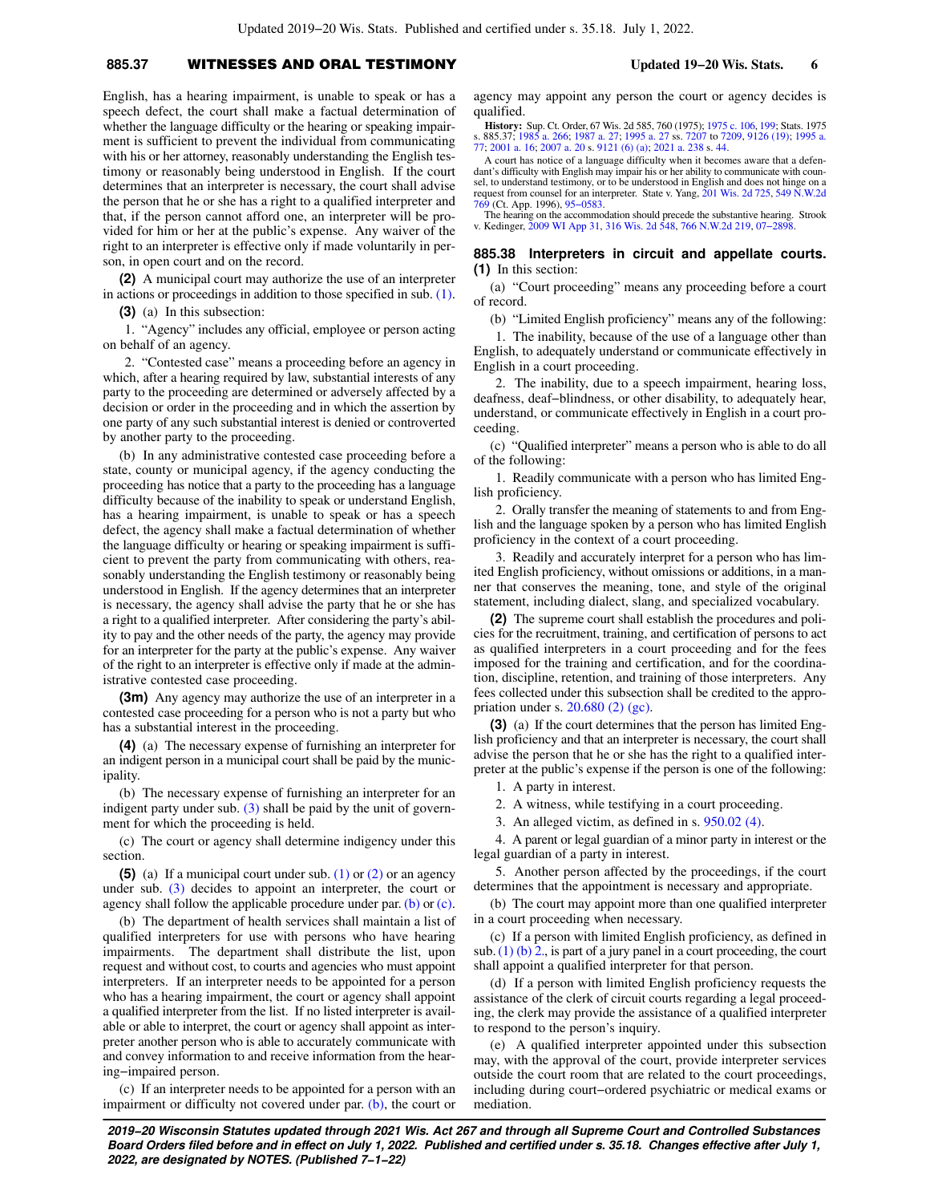English, has a hearing impairment, is unable to speak or has a speech defect, the court shall make a factual determination of whether the language difficulty or the hearing or speaking impairment is sufficient to prevent the individual from communicating with his or her attorney, reasonably understanding the English testimony or reasonably being understood in English. If the court determines that an interpreter is necessary, the court shall advise the person that he or she has a right to a qualified interpreter and that, if the person cannot afford one, an interpreter will be provided for him or her at the public's expense. Any waiver of the right to an interpreter is effective only if made voluntarily in person, in open court and on the record.

**(2)** A municipal court may authorize the use of an interpreter in actions or proceedings in addition to those specified in sub. (1).

**(3)** (a) In this subsection:

1. "Agency" includes any official, employee or person acting on behalf of an agency.

2. "Contested case" means a proceeding before an agency in which, after a hearing required by law, substantial interests of any party to the proceeding are determined or adversely affected by a decision or order in the proceeding and in which the assertion by one party of any such substantial interest is denied or controverted by another party to the proceeding.

(b) In any administrative contested case proceeding before a state, county or municipal agency, if the agency conducting the proceeding has notice that a party to the proceeding has a language difficulty because of the inability to speak or understand English, has a hearing impairment, is unable to speak or has a speech defect, the agency shall make a factual determination of whether the language difficulty or hearing or speaking impairment is sufficient to prevent the party from communicating with others, reasonably understanding the English testimony or reasonably being understood in English. If the agency determines that an interpreter is necessary, the agency shall advise the party that he or she has a right to a qualified interpreter. After considering the party's ability to pay and the other needs of the party, the agency may provide for an interpreter for the party at the public's expense. Any waiver of the right to an interpreter is effective only if made at the administrative contested case proceeding.

**(3m)** Any agency may authorize the use of an interpreter in a contested case proceeding for a person who is not a party but who has a substantial interest in the proceeding.

**(4)** (a) The necessary expense of furnishing an interpreter for an indigent person in a municipal court shall be paid by the municipality.

(b) The necessary expense of furnishing an interpreter for an indigent party under sub. (3) shall be paid by the unit of government for which the proceeding is held.

(c) The court or agency shall determine indigency under this section.

**(5)** (a) If a municipal court under sub. (1) or (2) or an agency under sub. (3) decides to appoint an interpreter, the court or agency shall follow the applicable procedure under par. (b) or (c).

(b) The department of health services shall maintain a list of qualified interpreters for use with persons who have hearing impairments. The department shall distribute the list, upon request and without cost, to courts and agencies who must appoint interpreters. If an interpreter needs to be appointed for a person who has a hearing impairment, the court or agency shall appoint a qualified interpreter from the list. If no listed interpreter is available or able to interpret, the court or agency shall appoint as interpreter another person who is able to accurately communicate with and convey information to and receive information from the hearing-impaired person.

(c) If an interpreter needs to be appointed for a person with an impairment or difficulty not covered under par. (b), the court or agency may appoint any person the court or agency decides is qualified.

**History:** Sup. Ct. Order, 67 Wis. 2d 585, 760 (1975); 1975 c. 106, 199; Stats. 1975 s. 885.37; 1985 a. 266; 1987 a. 27; 1995 a. 27 ss. 7207 to 7209, 9126 (19); 1995 a. 77; 2001 a. 16; 2007 a. 20 s. 9121 (6) (a); 2021 a. 238 s. 44.

A court has notice of a language difficulty when it becomes aware that a defendant's difficulty with English may impair his or her ability to communicate with counsel, to understand testimony, or to be understood in English and does not hinge on a request from counsel for an interpreter. State v. Yang, 201 Wis. 2d 725, 549 N.W.2d 769 (Ct. App. 1996), 95-0583.

The hearing on the accommodation should precede the substantive hearing. Strook v. Kedinger, 2009 WI App 31, 316 Wis. 2d 548, 766 N.W.2d 219, 07-2898.

### 885.38 Interpreters in circuit and appellate courts.

**(1)** In this section:

(a) "Court proceeding" means any proceeding before a court of record.

(b) "Limited English proficiency" means any of the following:

1. The inability, because of the use of a language other than English, to adequately understand or communicate effectively in English in a court proceeding.

2. The inability, due to a speech impairment, hearing loss, deafness, deaf-blindness, or other disability, to adequately hear, understand, or communicate effectively in English in a court proceeding.

(c) "Qualified interpreter" means a person who is able to do all of the following:

1. Readily communicate with a person who has limited English proficiency.

2. Orally transfer the meaning of statements to and from English and the language spoken by a person who has limited English proficiency in the context of a court proceeding.

3. Readily and accurately interpret for a person who has limited English proficiency, without omissions or additions, in a manner that conserves the meaning, tone, and style of the original statement, including dialect, slang, and specialized vocabulary.

**(2)** The supreme court shall establish the procedures and policies for the recruitment, training, and certification of persons to act as qualified interpreters in a court proceeding and for the fees imposed for the training and certification, and for the coordination, discipline, retention, and training of those interpreters. Any fees collected under this subsection shall be credited to the appropriation under s. 20.680 (2) (gc).

**(3)** (a) If the court determines that the person has limited English proficiency and that an interpreter is necessary, the court shall advise the person that he or she has the right to a qualified interpreter at the public's expense if the person is one of the following:

1. A party in interest.

2. A witness, while testifying in a court proceeding.

3. An alleged victim, as defined in s. 950.02 (4).

4. A parent or legal guardian of a minor party in interest or the legal guardian of a party in interest.

5. Another person affected by the proceedings, if the court determines that the appointment is necessary and appropriate.

(b) The court may appoint more than one qualified interpreter in a court proceeding when necessary.

(c) If a person with limited English proficiency, as defined in sub. (1) (b) 2., is part of a jury panel in a court proceeding, the court shall appoint a qualified interpreter for that person.

(d) If a person with limited English proficiency requests the assistance of the clerk of circuit courts regarding a legal proceeding, the clerk may provide the assistance of a qualified interpreter to respond to the person's inquiry.

(e) A qualified interpreter appointed under this subsection may, with the approval of the court, provide interpreter services outside the court room that are related to the court proceedings, including during court-ordered psychiatric or medical exams or mediation.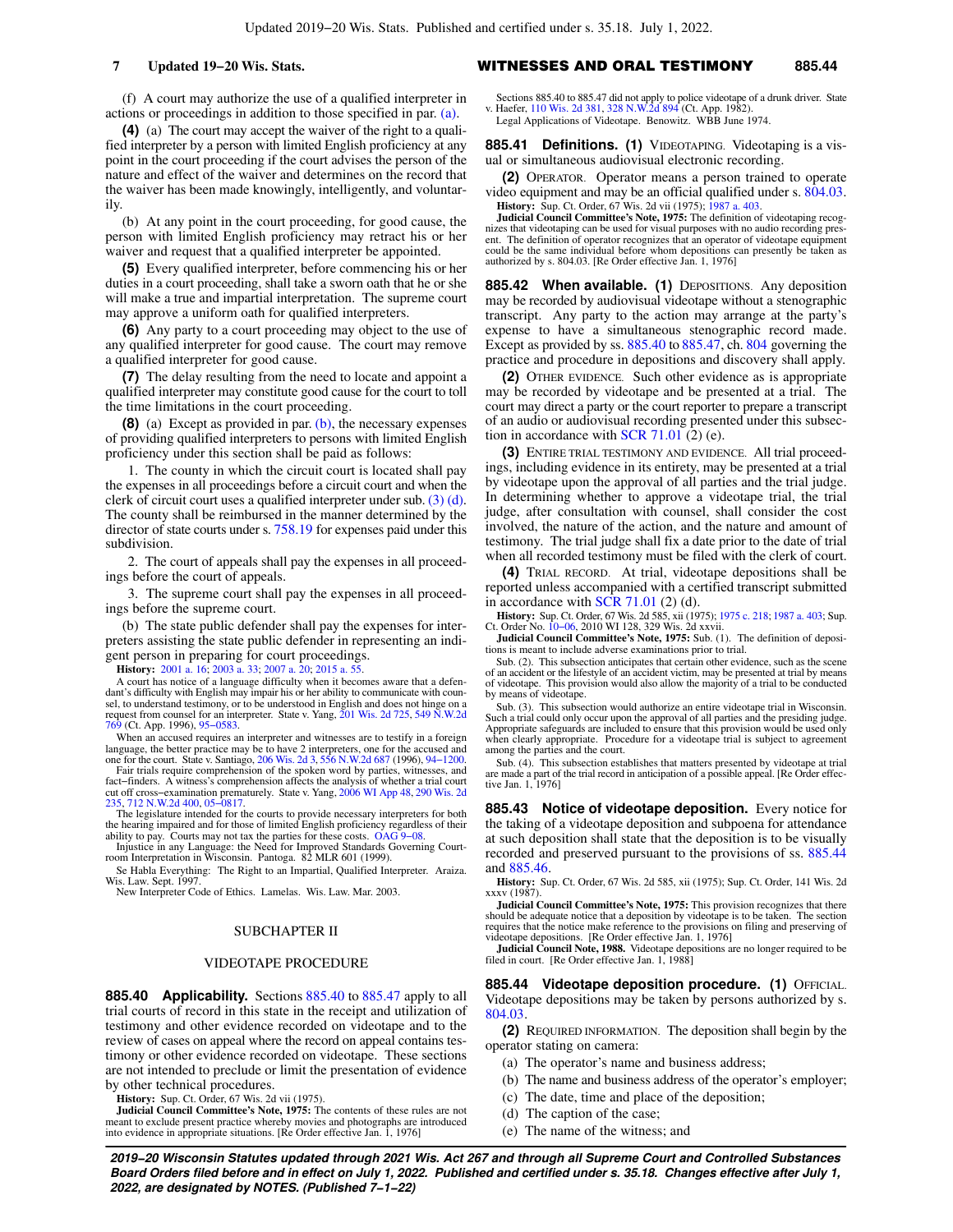(f) A court may authorize the use of a qualified interpreter in actions or proceedings in addition to those specified in par. (a).

**(4)** (a) The court may accept the waiver of the right to a qualified interpreter by a person with limited English proficiency at any point in the court proceeding if the court advises the person of the nature and effect of the waiver and determines on the record that the waiver has been made knowingly, intelligently, and voluntarily.

(b) At any point in the court proceeding, for good cause, the person with limited English proficiency may retract his or her waiver and request that a qualified interpreter be appointed.

**(5)** Every qualified interpreter, before commencing his or her duties in a court proceeding, shall take a sworn oath that he or she will make a true and impartial interpretation. The supreme court may approve a uniform oath for qualified interpreters.

**(6)** Any party to a court proceeding may object to the use of any qualified interpreter for good cause. The court may remove a qualified interpreter for good cause.

**(7)** The delay resulting from the need to locate and appoint a qualified interpreter may constitute good cause for the court to toll the time limitations in the court proceeding.

**(8)** (a) Except as provided in par. (b), the necessary expenses of providing qualified interpreters to persons with limited English proficiency under this section shall be paid as follows:

1. The county in which the circuit court is located shall pay the expenses in all proceedings before a circuit court and when the clerk of circuit court uses a qualified interpreter under sub. (3) (d). The county shall be reimbursed in the manner determined by the director of state courts under s. 758.19 for expenses paid under this subdivision.

2. The court of appeals shall pay the expenses in all proceedings before the court of appeals.

3. The supreme court shall pay the expenses in all proceedings before the supreme court.

(b) The state public defender shall pay the expenses for interpreters assisting the state public defender in representing an indigent person in preparing for court proceedings.

**History:** 2001 a. 16; 2003 a. 33; 2007 a. 20; 2015 a. 55.

A court has notice of a language difficulty when it becomes aware that a defendant's difficulty with English may impair his or her ability to communicate with counsel, to understand testimony, or to be understood in English and does not hinge on a request from counsel for an interpreter. State v. Yang, 201 Wis. 2d 725, 549 N.W.2d 769 (Ct. App. 1996), 95−0583.

When an accused requires an interpreter and witnesses are to testify in a foreign language, the better practice may be to have 2 interpreters, one for the accused and one for the court. State v. Santiago, 206 Wis. 2d 3, 556 N.W.2d 687 (1996), 94−1200.

Fair trials require comprehension of the spoken word by parties, witnesses, and fact−finders. A witness's comprehension affects the analysis of whether a trial court cut off cross−examination prematurely. State v. Yang, 2006 WI App 48, 290 Wis. 2d 235, 712 N.W.2d 400, 05−0817.

The legislature intended for the courts to provide necessary interpreters for both the hearing impaired and for those of limited English proficiency regardless of their ability to pay. Courts may not tax the parties for these costs. OAG 9−08.

Injustice in any Language: the Need for Improved Standards Governing Courtroom Interpretation in Wisconsin. Pantoga. 82 MLR 601 (1999).

Se Habla Everything: The Right to an Impartial, Qualified Interpreter. Araiza. Wis. Law. Sept. 1997.

New Interpreter Code of Ethics. Lamelas. Wis. Law. Mar. 2003.

## SUBCHAPTER II

## VIDEOTAPE PROCEDURE

**885.40 Applicability.** Sections 885.40 to 885.47 apply to all trial courts of record in this state in the receipt and utilization of testimony and other evidence recorded on videotape and to the review of cases on appeal where the record on appeal contains testimony or other evidence recorded on videotape. These sections are not intended to preclude or limit the presentation of evidence by other technical procedures.

**History:** Sup. Ct. Order, 67 Wis. 2d vii (1975).

**Judicial Council Committee's Note, 1975:** The contents of these rules are not meant to exclude present practice whereby movies and photographs are introduced into evidence in appropriate situations. [Re Order effective Jan. 1, 1976]

Sections 885.40 to 885.47 did not apply to police videotape of a drunk driver. State v. Haefer, 110 Wis. 2d 381, 328 N.W.2d 894 (Ct. App. 1982).

Legal Applications of Videotape. Benowitz. WBB June 1974.

**885.41 Definitions. (1)** VIDEOTAPING. Videotaping is a visual or simultaneous audiovisual electronic recording.

**(2)** OPERATOR. Operator means a person trained to operate video equipment and may be an official qualified under s. 804.03.

**History:** Sup. Ct. Order, 67 Wis. 2d vii (1975); 1987 a. 403.

**Judicial Council Committee's Note, 1975:** The definition of videotaping recognizes that videotaping can be used for visual purposes with no audio recording present. The definition of operator recognizes that an operator of videotape equipment could be the same individual before whom depositions can presently be taken as authorized by s. 804.03. [Re Order effective Jan. 1, 1976]

**885.42 When available. (1)** DEPOSITIONS. Any deposition may be recorded by audiovisual videotape without a stenographic transcript. Any party to the action may arrange at the party's expense to have a simultaneous stenographic record made. Except as provided by ss. 885.40 to 885.47, ch. 804 governing the practice and procedure in depositions and discovery shall apply.

**(2)** OTHER EVIDENCE. Such other evidence as is appropriate may be recorded by videotape and be presented at a trial. The court may direct a party or the court reporter to prepare a transcript of an audio or audiovisual recording presented under this subsection in accordance with SCR 71.01 (2) (e).

**(3)** ENTIRE TRIAL TESTIMONY AND EVIDENCE. All trial proceedings, including evidence in its entirety, may be presented at a trial by videotape upon the approval of all parties and the trial judge. In determining whether to approve a videotape trial, the trial judge, after consultation with counsel, shall consider the cost involved, the nature of the action, and the nature and amount of testimony. The trial judge shall fix a date prior to the date of trial when all recorded testimony must be filed with the clerk of court.

**(4)** TRIAL RECORD. At trial, videotape depositions shall be reported unless accompanied with a certified transcript submitted in accordance with SCR 71.01 (2) (d).

**History:** Sup. Ct. Order, 67 Wis. 2d 585, xii (1975); 1975 c. 218; 1987 a. 403; Sup. Ct. Order No. 10−06, 2010 WI 128, 329 Wis. 2d xxvii.

**Judicial Council Committee's Note, 1975:** Sub. (1). The definition of depositions is meant to include adverse examinations prior to trial.

Sub. (2). This subsection anticipates that certain other evidence, such as the scene of an accident or the lifestyle of an accident victim, may be presented at trial by means of videotape. This provision would also allow the majority of a trial to be conducted by means of videotape.

Sub. (3). This subsection would authorize an entire videotape trial in Wisconsin. Such a trial could only occur upon the approval of all parties and the presiding judge. Appropriate safeguards are included to ensure that this provision would be used only when clearly appropriate. Procedure for a videotape trial is subject to agreement among the parties and the court.

Sub. (4). This subsection establishes that matters presented by videotape at trial are made a part of the trial record in anticipation of a possible appeal. [Re Order effective Jan. 1, 1976]

**885.43 Notice of videotape deposition.** Every notice for the taking of a videotape deposition and subpoena for attendance at such deposition shall state that the deposition is to be visually recorded and preserved pursuant to the provisions of ss. 885.44 and 885.46.

**History:** Sup. Ct. Order, 67 Wis. 2d 585, xii (1975); Sup. Ct. Order, 141 Wis. 2d xxxv (1987).

**Judicial Council Committee's Note, 1975:** This provision recognizes that there should be adequate notice that a deposition by videotape is to be taken. The section requires that the notice make reference to the provisions on filing and preserving of videotape depositions. [Re Order effective Jan. 1, 1976]

**Judicial Council Note, 1988.** Videotape depositions are no longer required to be filed in court. [Re Order effective Jan. 1, 1988]

**885.44 Videotape deposition procedure. (1)** OFFICIAL. Videotape depositions may be taken by persons authorized by s. 804.03.

**(2)** REQUIRED INFORMATION. The deposition shall begin by the operator stating on camera:

(a) The operator's name and business address;

(b) The name and business address of the operator's employer;

(c) The date, time and place of the deposition;

(d) The caption of the case;

(e) The name of the witness; and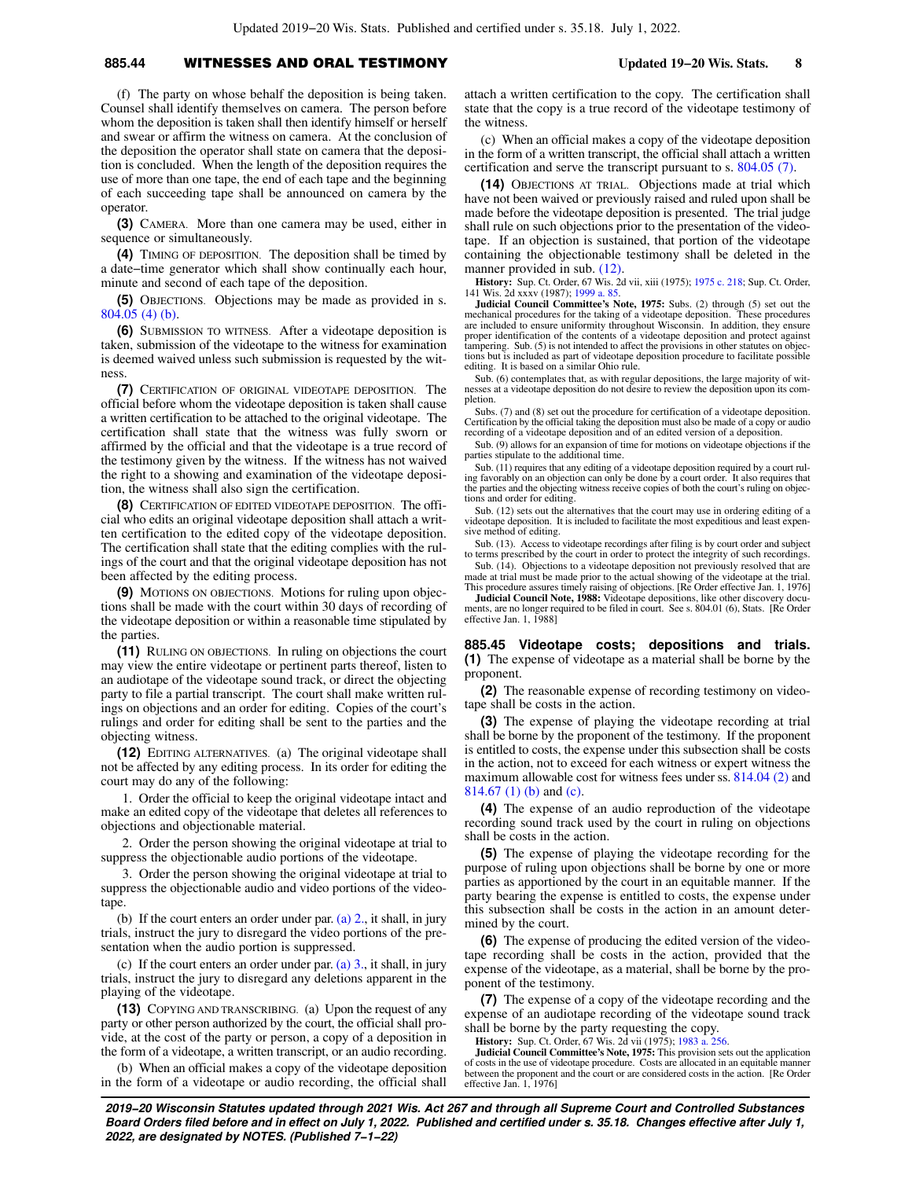(f) The party on whose behalf the deposition is being taken. Counsel shall identify themselves on camera. The person before whom the deposition is taken shall then identify himself or herself and swear or affirm the witness on camera. At the conclusion of the deposition the operator shall state on camera that the deposition is concluded. When the length of the deposition requires the use of more than one tape, the end of each tape and the beginning of each succeeding tape shall be announced on camera by the operator.

**(3)** CAMERA. More than one camera may be used, either in sequence or simultaneously.

**(4)** TIMING OF DEPOSITION. The deposition shall be timed by a date−time generator which shall show continually each hour, minute and second of each tape of the deposition.

**(5)** OBJECTIONS. Objections may be made as provided in s. 804.05 (4) (b).

**(6)** SUBMISSION TO WITNESS. After a videotape deposition is taken, submission of the videotape to the witness for examination is deemed waived unless such submission is requested by the witness.

**(7)** CERTIFICATION OF ORIGINAL VIDEOTAPE DEPOSITION. The official before whom the videotape deposition is taken shall cause a written certification to be attached to the original videotape. The certification shall state that the witness was fully sworn or affirmed by the official and that the videotape is a true record of the testimony given by the witness. If the witness has not waived the right to a showing and examination of the videotape deposition, the witness shall also sign the certification.

**(8)** CERTIFICATION OF EDITED VIDEOTAPE DEPOSITION. The official who edits an original videotape deposition shall attach a written certification to the edited copy of the videotape deposition. The certification shall state that the editing complies with the rulings of the court and that the original videotape deposition has not been affected by the editing process.

**(9)** MOTIONS ON OBJECTIONS. Motions for ruling upon objections shall be made with the court within 30 days of recording of the videotape deposition or within a reasonable time stipulated by the parties.

**(11)** RULING ON OBJECTIONS. In ruling on objections the court may view the entire videotape or pertinent parts thereof, listen to an audiotape of the videotape sound track, or direct the objecting party to file a partial transcript. The court shall make written rulings on objections and an order for editing. Copies of the court's rulings and order for editing shall be sent to the parties and the objecting witness.

**(12)** EDITING ALTERNATIVES. (a) The original videotape shall not be affected by any editing process. In its order for editing the court may do any of the following:

1. Order the official to keep the original videotape intact and make an edited copy of the videotape that deletes all references to objections and objectionable material.

2. Order the person showing the original videotape at trial to suppress the objectionable audio portions of the videotape.

3. Order the person showing the original videotape at trial to suppress the objectionable audio and video portions of the videotape.

(b) If the court enters an order under par. (a) 2., it shall, in jury trials, instruct the jury to disregard the video portions of the presentation when the audio portion is suppressed.

(c) If the court enters an order under par. (a) 3., it shall, in jury trials, instruct the jury to disregard any deletions apparent in the playing of the videotape.

**(13)** COPYING AND TRANSCRIBING. (a) Upon the request of any party or other person authorized by the court, the official shall provide, at the cost of the party or person, a copy of a deposition in the form of a videotape, a written transcript, or an audio recording.

(b) When an official makes a copy of the videotape deposition in the form of a videotape or audio recording, the official shall attach a written certification to the copy. The certification shall state that the copy is a true record of the videotape testimony of the witness.

(c) When an official makes a copy of the videotape deposition in the form of a written transcript, the official shall attach a written certification and serve the transcript pursuant to s. 804.05 (7).

**(14)** OBJECTIONS AT TRIAL. Objections made at trial which have not been waived or previously raised and ruled upon shall be made before the videotape deposition is presented. The trial judge shall rule on such objections prior to the presentation of the videotape. If an objection is sustained, that portion of the videotape containing the objectionable testimony shall be deleted in the manner provided in sub. (12).

**History:** Sup. Ct. Order, 67 Wis. 2d vii, xiii (1975); 1975 c. 218; Sup. Ct. Order, 141 Wis. 2d xxxv (1987); 1999 a. 85.

**Judicial Council Committee's Note, 1975:** Subs. (2) through (5) set out the mechanical procedures for the taking of a videotape deposition. These procedures are included to ensure uniformity throughout Wisconsin. In addition, they ensure proper identification of the contents of a videotape deposition and protect against tampering. Sub. (5) is not intended to affect the provisions in other statutes on objections but is included as part of videotape deposition procedure to facilitate possible editing. It is based on a similar Ohio rule.

Sub. (6) contemplates that, as with regular depositions, the large majority of witnesses at a videotape deposition do not desire to review the deposition upon its completion.

Subs. (7) and (8) set out the procedure for certification of a videotape deposition. Certification by the official taking the deposition must also be made of a copy or audio recording of a videotape deposition and of an edited version of a deposition.

Sub. (9) allows for an expansion of time for motions on videotape objections if the parties stipulate to the additional time.

Sub. (11) requires that any editing of a videotape deposition required by a court ruling favorably on an objection can only be done by a court order. It also requires that the parties and the objecting witness receive copies of both the court's ruling on objections and order for editing.

Sub. (12) sets out the alternatives that the court may use in ordering editing of a videotape deposition. It is included to facilitate the most expeditious and least expensive method of editing.

Sub. (13). Access to videotape recordings after filing is by court order and subject to terms prescribed by the court in order to protect the integrity of such recordings.

Sub. (14). Objections to a videotape deposition not previously resolved that are made at trial must be made prior to the actual showing of the videotape at the trial. This procedure assures timely raising of objections. [Re Order effective Jan. 1, 1976]

**Judicial Council Note, 1988:** Videotape depositions, like other discovery documents, are no longer required to be filed in court. See s. 804.01 (6), Stats. [Re Order effective Jan. 1, 1988]

**885.45 Videotape costs; depositions and trials.** **(1)** The expense of videotape as a material shall be borne by the proponent.

**(2)** The reasonable expense of recording testimony on videotape shall be costs in the action.

**(3)** The expense of playing the videotape recording at trial shall be borne by the proponent of the testimony. If the proponent is entitled to costs, the expense under this subsection shall be costs in the action, not to exceed for each witness or expert witness the maximum allowable cost for witness fees under ss. 814.04 (2) and 814.67 (1) (b) and (c).

**(4)** The expense of an audio reproduction of the videotape recording sound track used by the court in ruling on objections shall be costs in the action.

**(5)** The expense of playing the videotape recording for the purpose of ruling upon objections shall be borne by one or more parties as apportioned by the court in an equitable manner. If the party bearing the expense is entitled to costs, the expense under this subsection shall be costs in the action in an amount determined by the court.

**(6)** The expense of producing the edited version of the videotape recording shall be costs in the action, provided that the expense of the videotape, as a material, shall be borne by the proponent of the testimony.

**(7)** The expense of a copy of the videotape recording and the expense of an audiotape recording of the videotape sound track shall be borne by the party requesting the copy.

**History:** Sup. Ct. Order, 67 Wis. 2d vii (1975); 1983 a. 256.

**Judicial Council Committee's Note, 1975:** This provision sets out the application of costs in the use of videotape procedure. Costs are allocated in an equitable manner between the proponent and the court or are considered costs in the action. [Re Order effective Jan. 1, 1976]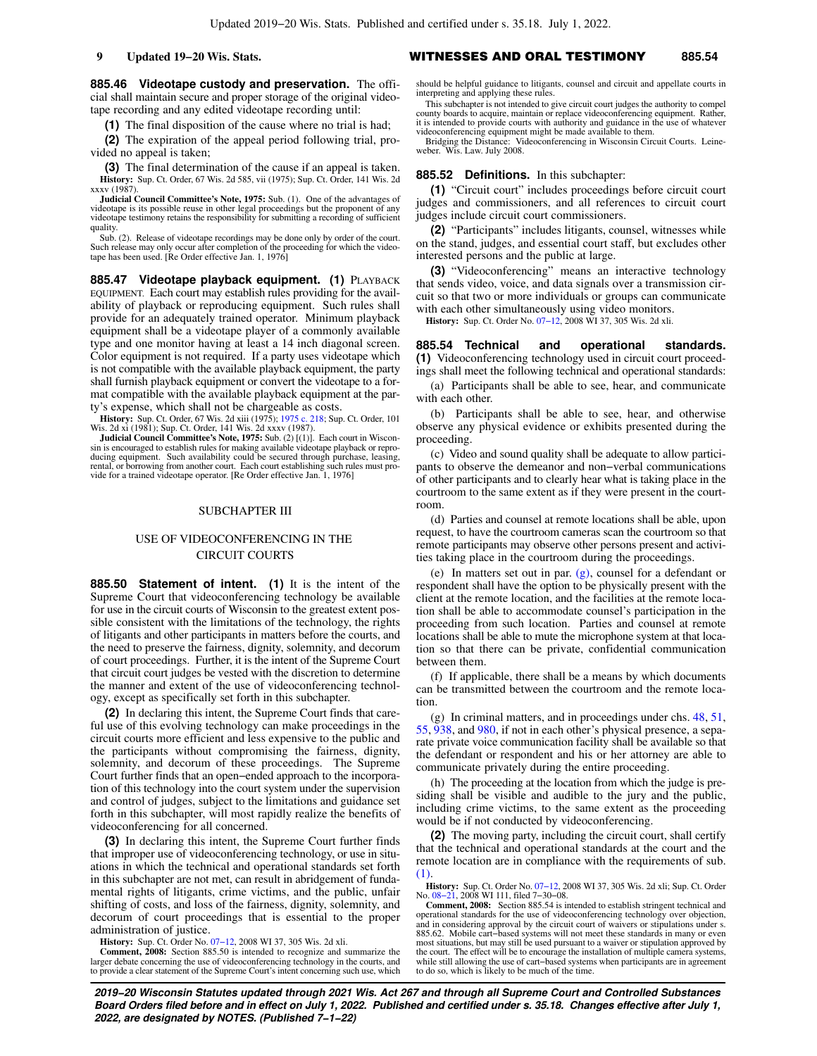**885.46 Videotape custody and preservation.** The official shall maintain secure and proper storage of the original videotape recording and any edited videotape recording until:

**(1)** The final disposition of the cause where no trial is had;

**(2)** The expiration of the appeal period following trial, provided no appeal is taken;

**(3)** The final determination of the cause if an appeal is taken.

**History:** Sup. Ct. Order, 67 Wis. 2d 585, vii (1975); Sup. Ct. Order, 141 Wis. 2d xxxv (1987).

**Judicial Council Committee's Note, 1975:** Sub. (1). One of the advantages of videotape is its possible reuse in other legal proceedings but the proponent of any videotape testimony retains the responsibility for submitting a recording of sufficient quality.

Sub. (2). Release of videotape recordings may be done only by order of the court. Such release may only occur after completion of the proceeding for which the videotape has been used. [Re Order effective Jan. 1, 1976]

**885.47 Videotape playback equipment. (1)** PLAYBACK EQUIPMENT. Each court may establish rules providing for the availability of playback or reproducing equipment. Such rules shall provide for an adequately trained operator. Minimum playback equipment shall be a videotape player of a commonly available type and one monitor having at least a 14 inch diagonal screen. Color equipment is not required. If a party uses videotape which is not compatible with the available playback equipment, the party shall furnish playback equipment or convert the videotape to a format compatible with the available playback equipment at the party's expense, which shall not be chargeable as costs.

**History:** Sup. Ct. Order, 67 Wis. 2d xiii (1975); 1975 c. 218; Sup. Ct. Order, 101 Wis. 2d xi (1981); Sup. Ct. Order, 141 Wis. 2d xxxv (1987).

**Judicial Council Committee's Note, 1975:** Sub. (2) [(1)]. Each court in Wisconsin is encouraged to establish rules for making available videotape playback or reproducing equipment. Such availability could be secured through purchase, leasing, rental, or borrowing from another court. Each court establishing such rules must provide for a trained videotape operator. [Re Order effective Jan. 1, 1976]

## SUBCHAPTER III

## USE OF VIDEOCONFERENCING IN THE CIRCUIT COURTS

**885.50 Statement of intent. (1)** It is the intent of the Supreme Court that videoconferencing technology be available for use in the circuit courts of Wisconsin to the greatest extent possible consistent with the limitations of the technology, the rights of litigants and other participants in matters before the courts, and the need to preserve the fairness, dignity, solemnity, and decorum of court proceedings. Further, it is the intent of the Supreme Court that circuit court judges be vested with the discretion to determine the manner and extent of the use of videoconferencing technology, except as specifically set forth in this subchapter.

**(2)** In declaring this intent, the Supreme Court finds that careful use of this evolving technology can make proceedings in the circuit courts more efficient and less expensive to the public and the participants without compromising the fairness, dignity, solemnity, and decorum of these proceedings. The Supreme Court further finds that an open−ended approach to the incorporation of this technology into the court system under the supervision and control of judges, subject to the limitations and guidance set forth in this subchapter, will most rapidly realize the benefits of videoconferencing for all concerned.

**(3)** In declaring this intent, the Supreme Court further finds that improper use of videoconferencing technology, or use in situations in which the technical and operational standards set forth in this subchapter are not met, can result in abridgement of fundamental rights of litigants, crime victims, and the public, unfair shifting of costs, and loss of the fairness, dignity, solemnity, and decorum of court proceedings that is essential to the proper administration of justice.

**History:** Sup. Ct. Order No. 07−12, 2008 WI 37, 305 Wis. 2d xli.

**Comment, 2008:** Section 885.50 is intended to recognize and summarize the larger debate concerning the use of videoconferencing technology in the courts, and to provide a clear statement of the Supreme Court's intent concerning such use, which should be helpful guidance to litigants, counsel and circuit and appellate courts in interpreting and applying these rules.

This subchapter is not intended to give circuit court judges the authority to compel county boards to acquire, maintain or replace videoconferencing equipment. Rather, it is intended to provide courts with authority and guidance in the use of whatever videoconferencing equipment might be made available to them.

Bridging the Distance: Videoconferencing in Wisconsin Circuit Courts. Leineweber. Wis. Law. July 2008.

**885.52 Definitions.** In this subchapter:

**(1)** "Circuit court" includes proceedings before circuit court judges and commissioners, and all references to circuit court judges include circuit court commissioners.

**(2)** "Participants" includes litigants, counsel, witnesses while on the stand, judges, and essential court staff, but excludes other interested persons and the public at large.

**(3)** "Videoconferencing" means an interactive technology that sends video, voice, and data signals over a transmission circuit so that two or more individuals or groups can communicate with each other simultaneously using video monitors.

**History:** Sup. Ct. Order No. 07−12, 2008 WI 37, 305 Wis. 2d xli.

**885.54 Technical and operational standards. (1)** Videoconferencing technology used in circuit court proceedings shall meet the following technical and operational standards:

(a) Participants shall be able to see, hear, and communicate with each other.

(b) Participants shall be able to see, hear, and otherwise observe any physical evidence or exhibits presented during the proceeding.

(c) Video and sound quality shall be adequate to allow participants to observe the demeanor and non−verbal communications of other participants and to clearly hear what is taking place in the courtroom to the same extent as if they were present in the courtroom.

(d) Parties and counsel at remote locations shall be able, upon request, to have the courtroom cameras scan the courtroom so that remote participants may observe other persons present and activities taking place in the courtroom during the proceedings.

(e) In matters set out in par. (g), counsel for a defendant or respondent shall have the option to be physically present with the client at the remote location, and the facilities at the remote location shall be able to accommodate counsel's participation in the proceeding from such location. Parties and counsel at remote locations shall be able to mute the microphone system at that location so that there can be private, confidential communication between them.

(f) If applicable, there shall be a means by which documents can be transmitted between the courtroom and the remote location.

(g) In criminal matters, and in proceedings under chs. 48, 51, 55, 938, and 980, if not in each other's physical presence, a separate private voice communication facility shall be available so that the defendant or respondent and his or her attorney are able to communicate privately during the entire proceeding.

(h) The proceeding at the location from which the judge is presiding shall be visible and audible to the jury and the public, including crime victims, to the same extent as the proceeding would be if not conducted by videoconferencing.

**(2)** The moving party, including the circuit court, shall certify that the technical and operational standards at the court and the remote location are in compliance with the requirements of sub. (1).

**History:** Sup. Ct. Order No. 07−12, 2008 WI 37, 305 Wis. 2d xli; Sup. Ct. Order No. 08−21, 2008 WI 111, filed 7−30−08.

**Comment, 2008:** Section 885.54 is intended to establish stringent technical and operational standards for the use of videoconferencing technology over objection, and in considering approval by the circuit court of waivers or stipulations under s. 885.62. Mobile cart−based systems will not meet these standards in many or even most situations, but may still be used pursuant to a waiver or stipulation approved by the court. The effect will be to encourage the installation of multiple camera systems, while still allowing the use of cart−based systems when participants are in agreement to do so, which is likely to be much of the time.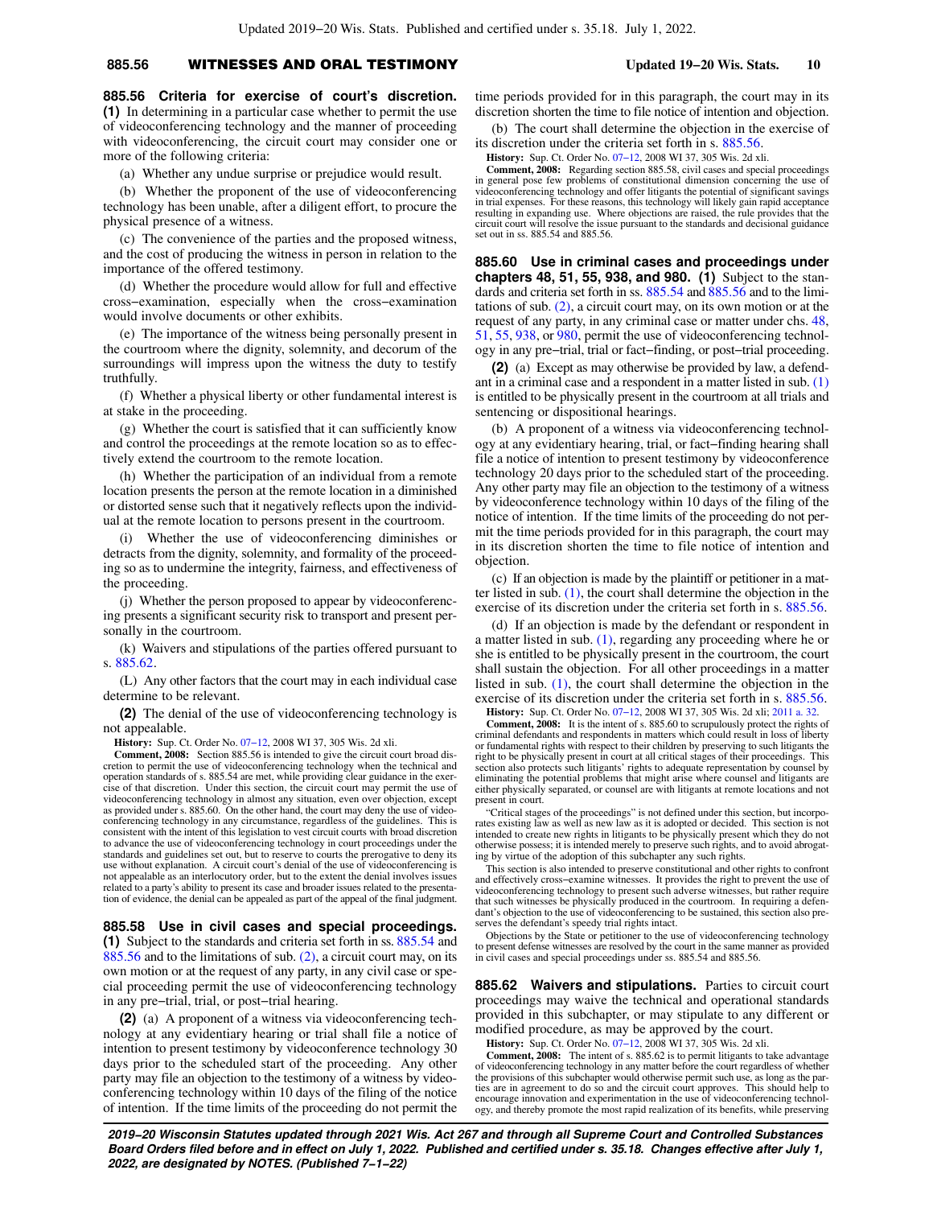**885.56 Criteria for exercise of court's discretion.** **(1)** In determining in a particular case whether to permit the use of videoconferencing technology and the manner of proceeding with videoconferencing, the circuit court may consider one or more of the following criteria:

(a) Whether any undue surprise or prejudice would result.

(b) Whether the proponent of the use of videoconferencing technology has been unable, after a diligent effort, to procure the physical presence of a witness.

(c) The convenience of the parties and the proposed witness, and the cost of producing the witness in person in relation to the importance of the offered testimony.

(d) Whether the procedure would allow for full and effective cross−examination, especially when the cross−examination would involve documents or other exhibits.

(e) The importance of the witness being personally present in the courtroom where the dignity, solemnity, and decorum of the surroundings will impress upon the witness the duty to testify truthfully.

(f) Whether a physical liberty or other fundamental interest is at stake in the proceeding.

(g) Whether the court is satisfied that it can sufficiently know and control the proceedings at the remote location so as to effectively extend the courtroom to the remote location.

(h) Whether the participation of an individual from a remote location presents the person at the remote location in a diminished or distorted sense such that it negatively reflects upon the individual at the remote location to persons present in the courtroom.

(i) Whether the use of videoconferencing diminishes or detracts from the dignity, solemnity, and formality of the proceeding so as to undermine the integrity, fairness, and effectiveness of the proceeding.

(j) Whether the person proposed to appear by videoconferencing presents a significant security risk to transport and present personally in the courtroom.

(k) Waivers and stipulations of the parties offered pursuant to s. 885.62.

(L) Any other factors that the court may in each individual case determine to be relevant.

**(2)** The denial of the use of videoconferencing technology is not appealable.

**History:** Sup. Ct. Order No. 07−12, 2008 WI 37, 305 Wis. 2d xli.

**Comment, 2008:** Section 885.56 is intended to give the circuit court broad discretion to permit the use of videoconferencing technology when the technical and operation standards of s. 885.54 are met, while providing clear guidance in the exercise of that discretion. Under this section, the circuit court may permit the use of videoconferencing technology in almost any situation, even over objection, except as provided under s. 885.60. On the other hand, the court may deny the use of videoconferencing technology in any circumstance, regardless of the guidelines. This is consistent with the intent of this legislation to vest circuit courts with broad discretion to advance the use of videoconferencing technology in court proceedings under the standards and guidelines set out, but to reserve to courts the prerogative to deny its use without explanation. A circuit court's denial of the use of videoconferencing is not appealable as an interlocutory order, but to the extent the denial involves issues related to a party's ability to present its case and broader issues related to the presentation of evidence, the denial can be appealed as part of the appeal of the final judgment.

**885.58 Use in civil cases and special proceedings.** **(1)** Subject to the standards and criteria set forth in ss. 885.54 and 885.56 and to the limitations of sub. (2), a circuit court may, on its own motion or at the request of any party, in any civil case or special proceeding permit the use of videoconferencing technology in any pre−trial, trial, or post−trial hearing.

**(2)** (a) A proponent of a witness via videoconferencing technology at any evidentiary hearing or trial shall file a notice of intention to present testimony by videoconference technology 30 days prior to the scheduled start of the proceeding. Any other party may file an objection to the testimony of a witness by videoconferencing technology within 10 days of the filing of the notice of intention. If the time limits of the proceeding do not permit the time periods provided for in this paragraph, the court may in its discretion shorten the time to file notice of intention and objection.

(b) The court shall determine the objection in the exercise of its discretion under the criteria set forth in s. 885.56.

**History:** Sup. Ct. Order No. 07−12, 2008 WI 37, 305 Wis. 2d xli.

**Comment, 2008:** Regarding section 885.58, civil cases and special proceedings in general pose few problems of constitutional dimension concerning the use of videoconferencing technology and offer litigants the potential of significant savings in trial expenses. For these reasons, this technology will likely gain rapid acceptance resulting in expanding use. Where objections are raised, the rule provides that the circuit court will resolve the issue pursuant to the standards and decisional guidance set out in ss. 885.54 and 885.56.

**885.60 Use in criminal cases and proceedings under chapters 48, 51, 55, 938, and 980.** **(1)** Subject to the standards and criteria set forth in ss. 885.54 and 885.56 and to the limitations of sub. (2), a circuit court may, on its own motion or at the request of any party, in any criminal case or matter under chs. 48, 51, 55, 938, or 980, permit the use of videoconferencing technology in any pre−trial, trial or fact−finding, or post−trial proceeding.

**(2)** (a) Except as may otherwise be provided by law, a defendant in a criminal case and a respondent in a matter listed in sub. (1) is entitled to be physically present in the courtroom at all trials and sentencing or dispositional hearings.

(b) A proponent of a witness via videoconferencing technology at any evidentiary hearing, trial, or fact−finding hearing shall file a notice of intention to present testimony by videoconference technology 20 days prior to the scheduled start of the proceeding. Any other party may file an objection to the testimony of a witness by videoconference technology within 10 days of the filing of the notice of intention. If the time limits of the proceeding do not permit the time periods provided for in this paragraph, the court may in its discretion shorten the time to file notice of intention and objection.

(c) If an objection is made by the plaintiff or petitioner in a matter listed in sub. (1), the court shall determine the objection in the exercise of its discretion under the criteria set forth in s. 885.56.

(d) If an objection is made by the defendant or respondent in a matter listed in sub. (1), regarding any proceeding where he or she is entitled to be physically present in the courtroom, the court shall sustain the objection. For all other proceedings in a matter listed in sub. (1), the court shall determine the objection in the exercise of its discretion under the criteria set forth in s. 885.56.

**History:** Sup. Ct. Order No. 07−12, 2008 WI 37, 305 Wis. 2d xli; 2011 a. 32.

**Comment, 2008:** It is the intent of s. 885.60 to scrupulously protect the rights of criminal defendants and respondents in matters which could result in loss of liberty or fundamental rights with respect to their children by preserving to such litigants the right to be physically present in court at all critical stages of their proceedings. This section also protects such litigants' rights to adequate representation by counsel by eliminating the potential problems that might arise where counsel and litigants are either physically separated, or counsel are with litigants at remote locations and not present in court.

"Critical stages of the proceedings" is not defined under this section, but incorporates existing law as well as new law as it is adopted or decided. This section is not intended to create new rights in litigants to be physically present which they do not otherwise possess; it is intended merely to preserve such rights, and to avoid abrogating by virtue of the adoption of this subchapter any such rights.

This section is also intended to preserve constitutional and other rights to confront and effectively cross−examine witnesses. It provides the right to prevent the use of videoconferencing technology to present such adverse witnesses, but rather require that such witnesses be physically produced in the courtroom. In requiring a defendant's objection to the use of videoconferencing to be sustained, this section also preserves the defendant's speedy trial rights intact.

Objections by the State or petitioner to the use of videoconferencing technology to present defense witnesses are resolved by the court in the same manner as provided in civil cases and special proceedings under ss. 885.54 and 885.56.

**885.62 Waivers and stipulations.** Parties to circuit court proceedings may waive the technical and operational standards provided in this subchapter, or may stipulate to any different or modified procedure, as may be approved by the court.

**History:** Sup. Ct. Order No. 07−12, 2008 WI 37, 305 Wis. 2d xli.

**Comment, 2008:** The intent of s. 885.62 is to permit litigants to take advantage of videoconferencing technology in any matter before the court regardless of whether the provisions of this subchapter would otherwise permit such use, as long as the parties are in agreement to do so and the circuit court approves. This should help to encourage innovation and experimentation in the use of videoconferencing technology, and thereby promote the most rapid realization of its benefits, while preserving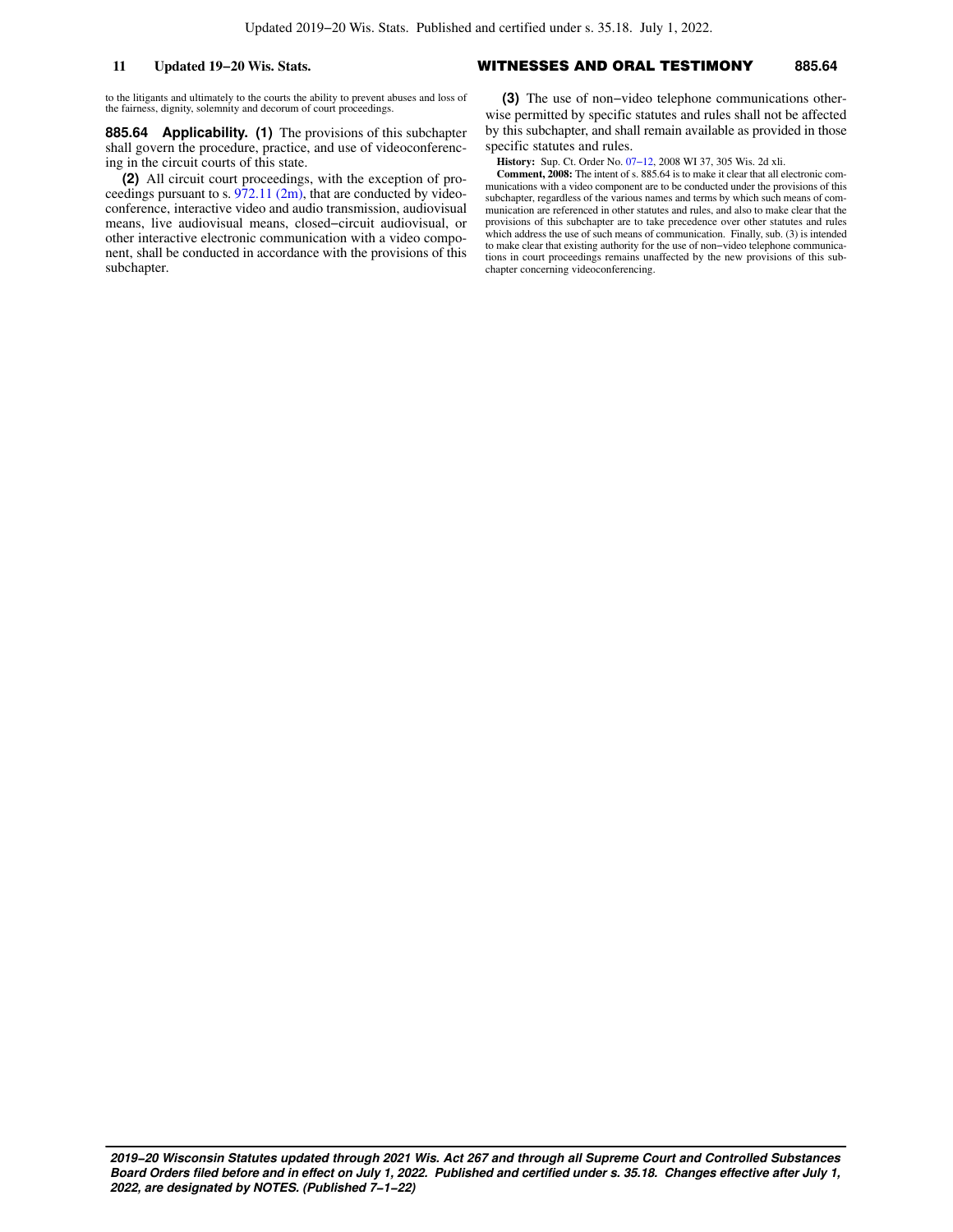to the litigants and ultimately to the courts the ability to prevent abuses and loss of the fairness, dignity, solemnity and decorum of court proceedings.

**885.64 Applicability.** **(1)** The provisions of this subchapter shall govern the procedure, practice, and use of videoconferencing in the circuit courts of this state.

**(2)** All circuit court proceedings, with the exception of proceedings pursuant to s. 972.11 (2m), that are conducted by videoconference, interactive video and audio transmission, audiovisual means, live audiovisual means, closed−circuit audiovisual, or other interactive electronic communication with a video component, shall be conducted in accordance with the provisions of this subchapter.

**(3)** The use of non−video telephone communications otherwise permitted by specific statutes and rules shall not be affected by this subchapter, and shall remain available as provided in those specific statutes and rules.

**History:** Sup. Ct. Order No. 07−12, 2008 WI 37, 305 Wis. 2d xli.

**Comment, 2008:** The intent of s. 885.64 is to make it clear that all electronic communications with a video component are to be conducted under the provisions of this subchapter, regardless of the various names and terms by which such means of communication are referenced in other statutes and rules, and also to make clear that the provisions of this subchapter are to take precedence over other statutes and rules which address the use of such means of communication. Finally, sub. (3) is intended to make clear that existing authority for the use of non−video telephone communications in court proceedings remains unaffected by the new provisions of this subchapter concerning videoconferencing.